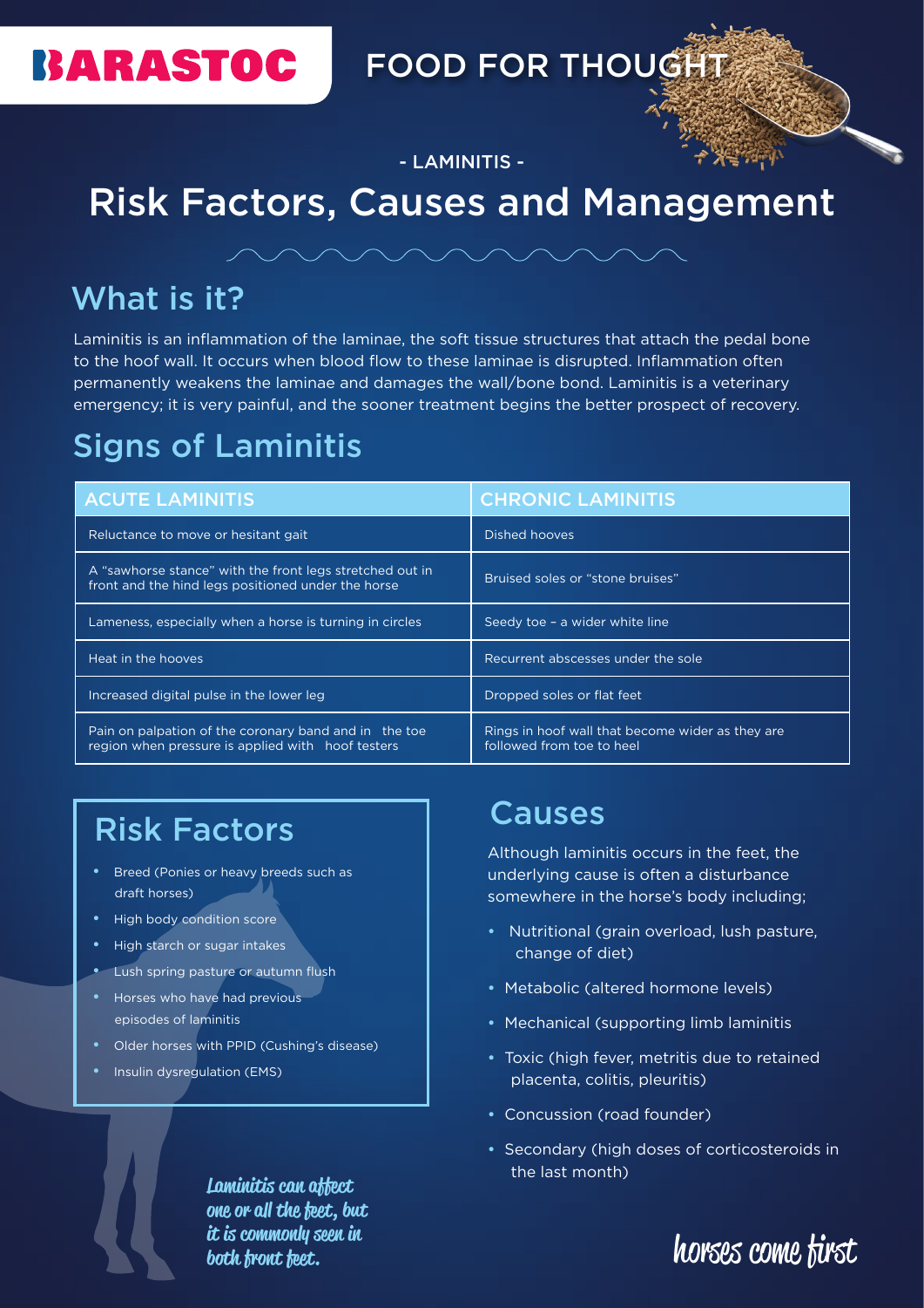BARASTOC

FOOD FOR THOUGHT

- LAMINITIS -

# Risk Factors, Causes and Management

## What is it?

Laminitis is an inflammation of the laminae, the soft tissue structures that attach the pedal bone to the hoof wall. It occurs when blood flow to these laminae is disrupted. Inflammation often permanently weakens the laminae and damages the wall/bone bond. Laminitis is a veterinary emergency; it is very painful, and the sooner treatment begins the better prospect of recovery.

## Signs of Laminitis

| ACUTE LAMINITIS | CHRONIC LAMINITIS |
|---|---|
| Reluctance to move or hesitant gait | Dished hooves |
| A "sawhorse stance" with the front legs stretched out in front and the hind legs positioned under the horse | Bruised soles or "stone bruises" |
| Lameness, especially when a horse is turning in circles | Seedy toe – a wider white line |
| Heat in the hooves | Recurrent abscesses under the sole |
| Increased digital pulse in the lower leg | Dropped soles or flat feet |
| Pain on palpation of the coronary band and in the toe region when pressure is applied with hoof testers | Rings in hoof wall that become wider as they are followed from toe to heel |

## Risk Factors

- Breed (Ponies or heavy breeds such as draft horses)
- High body condition score
- High starch or sugar intakes
- Lush spring pasture or autumn flush
- Horses who have had previous episodes of laminitis
- Older horses with PPID (Cushing's disease)
- Insulin dysregulation (EMS)

*Laminitis can affect one or all the feet, but it is commonly seen in both front feet.*

## Causes

Although laminitis occurs in the feet, the underlying cause is often a disturbance somewhere in the horse's body including;

- Nutritional (grain overload, lush pasture, change of diet)
- Metabolic (altered hormone levels)
- Mechanical (supporting limb laminitis
- Toxic (high fever, metritis due to retained placenta, colitis, pleuritis)
- Concussion (road founder)
- Secondary (high doses of corticosteroids in the last month)

horses come first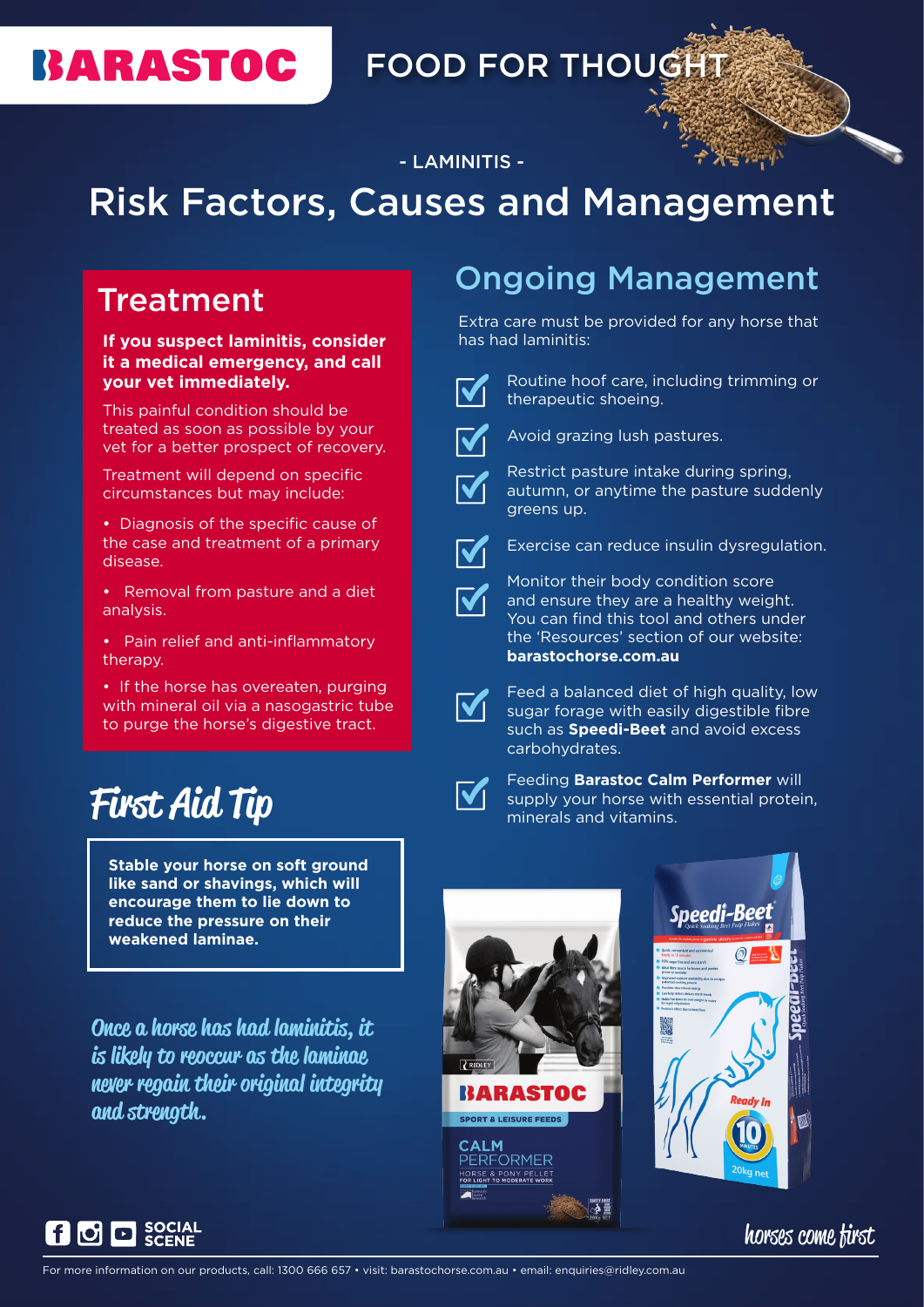# BARASTOC

## FOOD FOR THOUGHT

- LAMINITIS -

# Risk Factors, Causes and Management

## Treatment

**If you suspect laminitis, consider it a medical emergency, and call your vet immediately.**

This painful condition should be treated as soon as possible by your vet for a better prospect of recovery.

Treatment will depend on specific circumstances but may include:

- Diagnosis of the specific cause of the case and treatment of a primary disease.
- Removal from pasture and a diet analysis.
- Pain relief and anti-inflammatory therapy.
- If the horse has overeaten, purging with mineral oil via a nasogastric tube to purge the horse's digestive tract.

## First Aid Tip

**Stable your horse on soft ground like sand or shavings, which will encourage them to lie down to reduce the pressure on their weakened laminae.**

*Once a horse has had laminitis, it is likely to reoccur as the laminae never regain their original integrity and strength.*

## Ongoing Management

Extra care must be provided for any horse that has had laminitis:

- Routine hoof care, including trimming or therapeutic shoeing.
- Avoid grazing lush pastures.
- Restrict pasture intake during spring, autumn, or anytime the pasture suddenly greens up.
- Exercise can reduce insulin dysregulation.
- Monitor their body condition score and ensure they are a healthy weight. You can find this tool and others under the 'Resources' section of our website: **barastochorse.com.au**
- Feed a balanced diet of high quality, low sugar forage with easily digestible fibre such as **Speedi-Beet** and avoid excess carbohydrates.
- Feeding **Barastoc Calm Performer** will supply your horse with essential protein, minerals and vitamins.

SOCIAL SCENE

horses come first

For more information on our products, call: 1300 666 657 • visit: barastochorse.com.au • email: enquiries@ridley.com.au